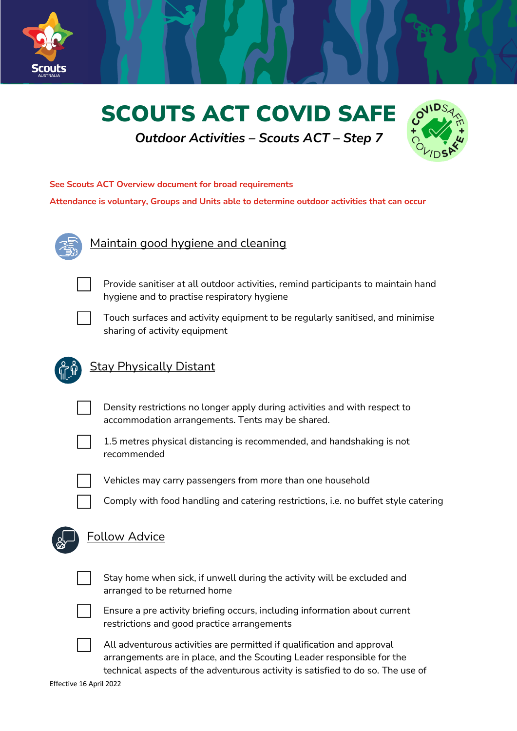# SCOUTS ACT COVID SAFE

*Outdoor Activities – Scouts ACT – Step 7*

**See Scouts ACT Overview document for broad requirements**

**Attendance is voluntary, Groups and Units able to determine outdoor activities that can occur**

## Maintain good hygiene and cleaning

- [ ] Provide sanitiser at all outdoor activities, remind participants to maintain hand hygiene and to practise respiratory hygiene
- [ ] Touch surfaces and activity equipment to be regularly sanitised, and minimise sharing of activity equipment

## Stay Physically Distant

- [ ] Density restrictions no longer apply during activities and with respect to accommodation arrangements. Tents may be shared.
- [ ] 1.5 metres physical distancing is recommended, and handshaking is not recommended
- [ ] Vehicles may carry passengers from more than one household
- [ ] Comply with food handling and catering restrictions, i.e. no buffet style catering

## Follow Advice

- [ ] Stay home when sick, if unwell during the activity will be excluded and arranged to be returned home
- [ ] Ensure a pre activity briefing occurs, including information about current restrictions and good practice arrangements
- [ ] All adventurous activities are permitted if qualification and approval arrangements are in place, and the Scouting Leader responsible for the technical aspects of the adventurous activity is satisfied to do so. The use of

Effective 16 April 2022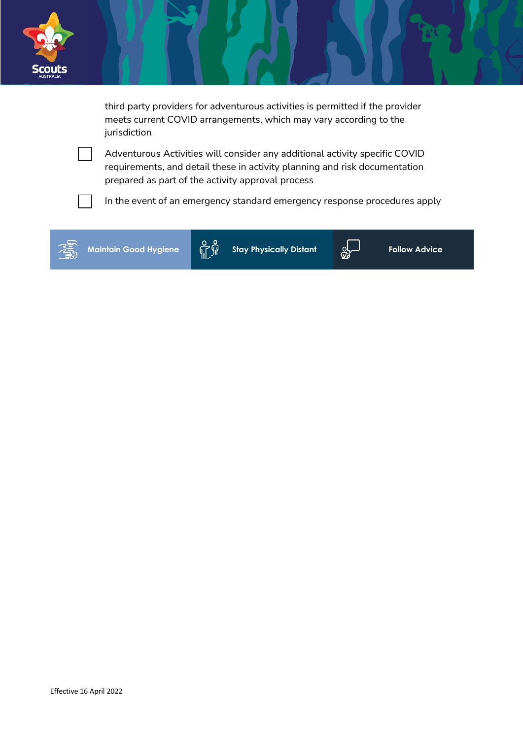third party providers for adventurous activities is permitted if the provider meets current COVID arrangements, which may vary according to the jurisdiction

- [ ] Adventurous Activities will consider any additional activity specific COVID requirements, and detail these in activity planning and risk documentation prepared as part of the activity approval process
- [ ] In the event of an emergency standard emergency response procedures apply

Maintain Good Hygiene | Stay Physically Distant | Follow Advice

Effective 16 April 2022